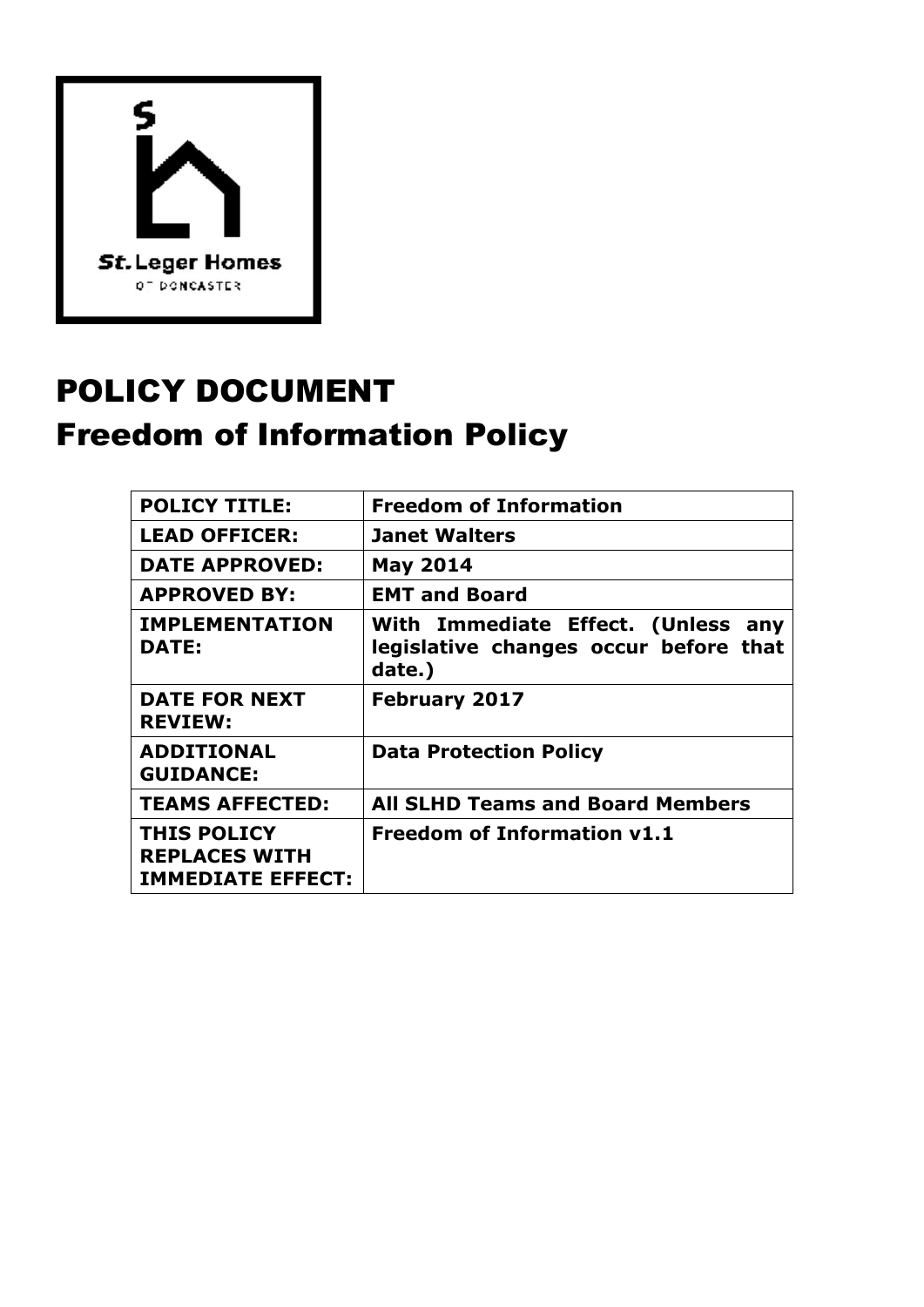# POLICY DOCUMENT

# Freedom of Information Policy

| POLICY TITLE: | Freedom of Information |
|---|---|
| LEAD OFFICER: | Janet Walters |
| DATE APPROVED: | May 2014 |
| APPROVED BY: | EMT and Board |
| IMPLEMENTATION DATE: | With Immediate Effect. (Unless any legislative changes occur before that date.) |
| DATE FOR NEXT REVIEW: | February 2017 |
| ADDITIONAL GUIDANCE: | Data Protection Policy |
| TEAMS AFFECTED: | All SLHD Teams and Board Members |
| THIS POLICY REPLACES WITH IMMEDIATE EFFECT: | Freedom of Information v1.1 |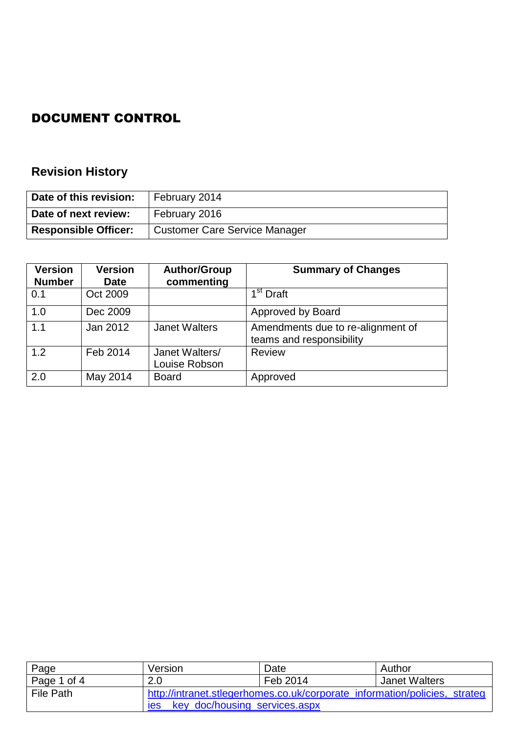# DOCUMENT CONTROL

## Revision History

| Date of this revision: | February 2014 |
|---|---|
| Date of next review: | February 2016 |
| Responsible Officer: | Customer Care Service Manager |

| Version Number | Version Date | Author/Group commenting | Summary of Changes |
|---|---|---|---|
| 0.1 | Oct 2009 | | 1st Draft |
| 1.0 | Dec 2009 | | Approved by Board |
| 1.1 | Jan 2012 | Janet Walters | Amendments due to re-alignment of teams and responsibility |
| 1.2 | Feb 2014 | Janet Walters/ Louise Robson | Review |
| 2.0 | May 2014 | Board | Approved |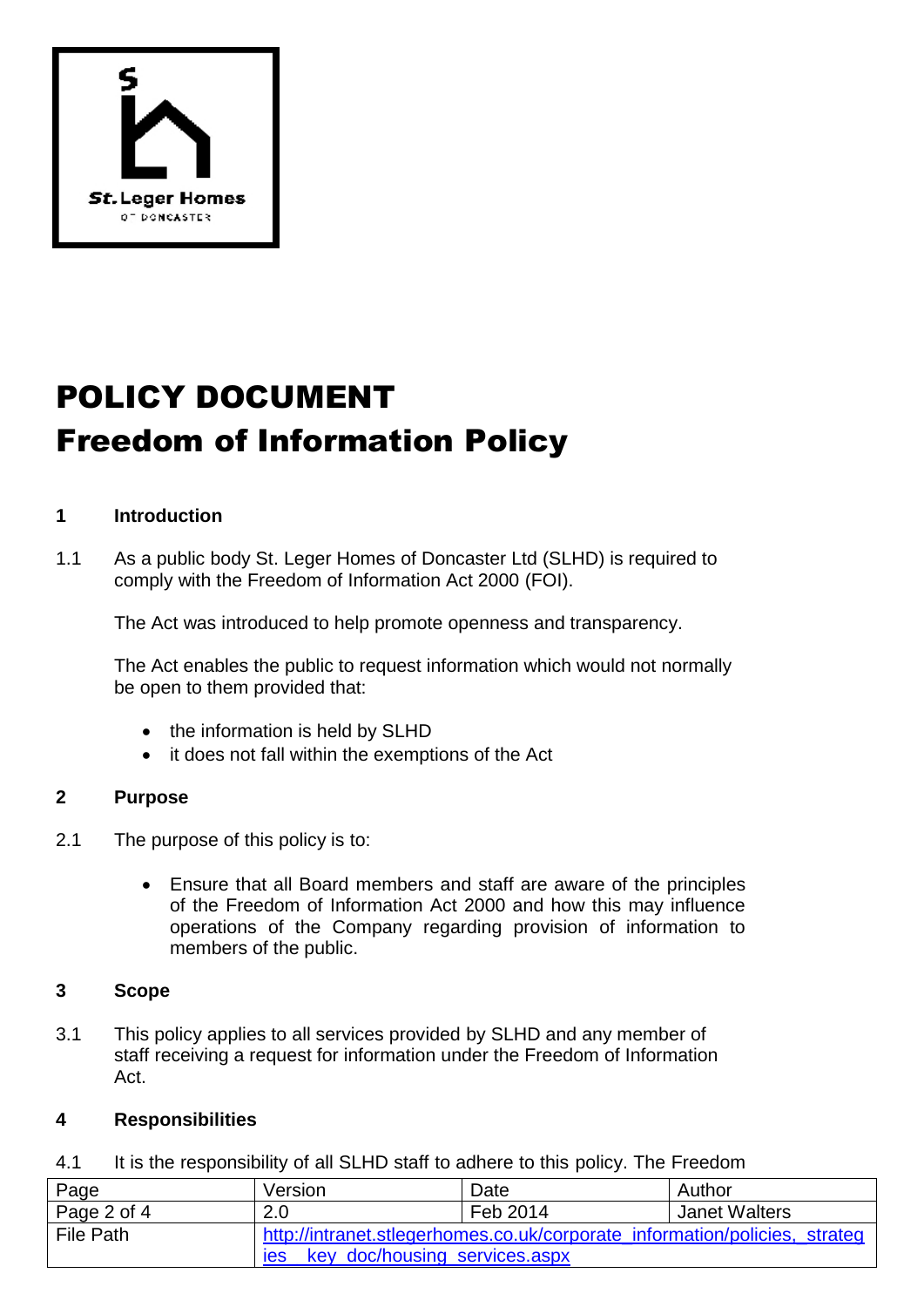# POLICY DOCUMENT

# Freedom of Information Policy

## 1 Introduction

1.1 As a public body St. Leger Homes of Doncaster Ltd (SLHD) is required to comply with the Freedom of Information Act 2000 (FOI).

The Act was introduced to help promote openness and transparency.

The Act enables the public to request information which would not normally be open to them provided that:

- the information is held by SLHD
- it does not fall within the exemptions of the Act

## 2 Purpose

2.1 The purpose of this policy is to:

- Ensure that all Board members and staff are aware of the principles of the Freedom of Information Act 2000 and how this may influence operations of the Company regarding provision of information to members of the public.

## 3 Scope

3.1 This policy applies to all services provided by SLHD and any member of staff receiving a request for information under the Freedom of Information Act.

## 4 Responsibilities

4.1 It is the responsibility of all SLHD staff to adhere to this policy. The Freedom

| Page | Version | Date | Author |
| --- | --- | --- | --- |
| Page 2 of 4 | 2.0 | Feb 2014 | Janet Walters |
| File Path | http://intranet.stlegerhomes.co.uk/corporate_information/policies,_strategies__key_doc/housing_services.aspx | | |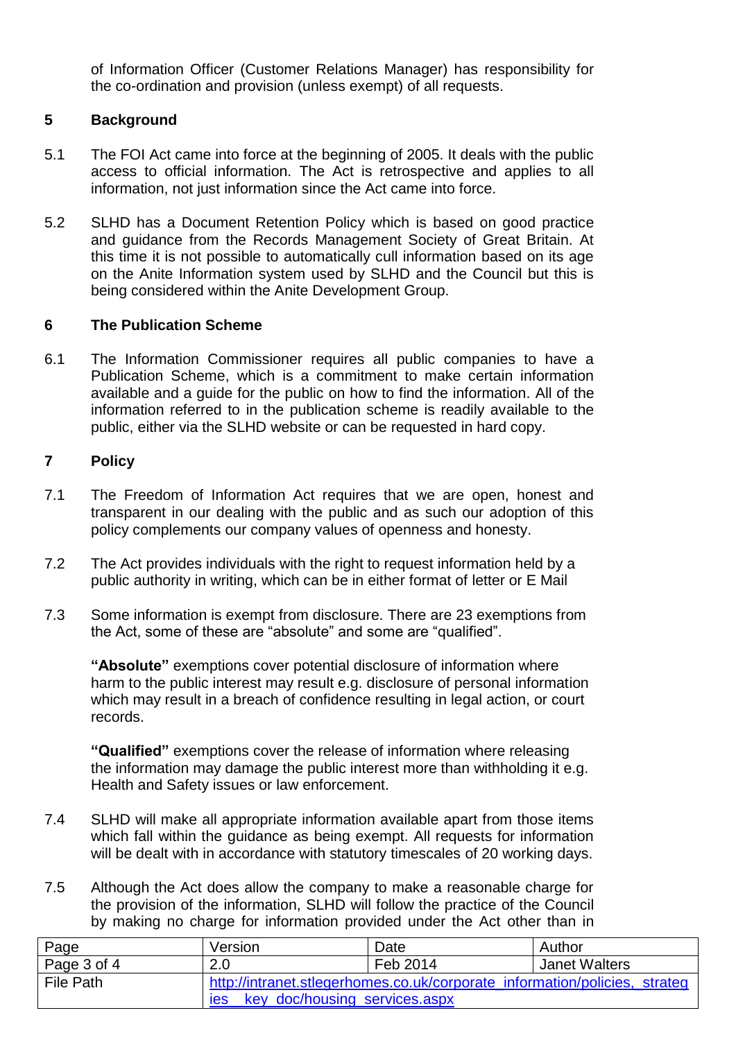of Information Officer (Customer Relations Manager) has responsibility for the co-ordination and provision (unless exempt) of all requests.

## 5 Background

5.1 The FOI Act came into force at the beginning of 2005. It deals with the public access to official information. The Act is retrospective and applies to all information, not just information since the Act came into force.

5.2 SLHD has a Document Retention Policy which is based on good practice and guidance from the Records Management Society of Great Britain. At this time it is not possible to automatically cull information based on its age on the Anite Information system used by SLHD and the Council but this is being considered within the Anite Development Group.

## 6 The Publication Scheme

6.1 The Information Commissioner requires all public companies to have a Publication Scheme, which is a commitment to make certain information available and a guide for the public on how to find the information. All of the information referred to in the publication scheme is readily available to the public, either via the SLHD website or can be requested in hard copy.

## 7 Policy

7.1 The Freedom of Information Act requires that we are open, honest and transparent in our dealing with the public and as such our adoption of this policy complements our company values of openness and honesty.

7.2 The Act provides individuals with the right to request information held by a public authority in writing, which can be in either format of letter or E Mail

7.3 Some information is exempt from disclosure. There are 23 exemptions from the Act, some of these are "absolute" and some are "qualified".

**"Absolute"** exemptions cover potential disclosure of information where harm to the public interest may result e.g. disclosure of personal information which may result in a breach of confidence resulting in legal action, or court records.

**"Qualified"** exemptions cover the release of information where releasing the information may damage the public interest more than withholding it e.g. Health and Safety issues or law enforcement.

7.4 SLHD will make all appropriate information available apart from those items which fall within the guidance as being exempt. All requests for information will be dealt with in accordance with statutory timescales of 20 working days.

7.5 Although the Act does allow the company to make a reasonable charge for the provision of the information, SLHD will follow the practice of the Council by making no charge for information provided under the Act other than in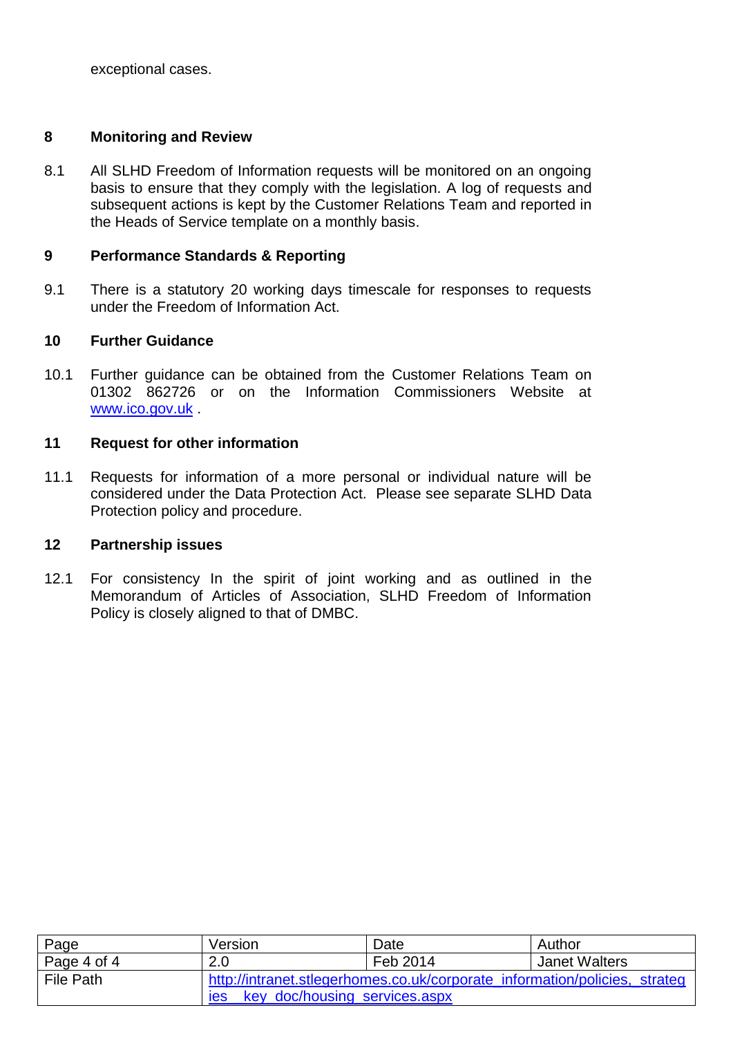exceptional cases.

## 8 Monitoring and Review

8.1 All SLHD Freedom of Information requests will be monitored on an ongoing basis to ensure that they comply with the legislation. A log of requests and subsequent actions is kept by the Customer Relations Team and reported in the Heads of Service template on a monthly basis.

## 9 Performance Standards & Reporting

9.1 There is a statutory 20 working days timescale for responses to requests under the Freedom of Information Act.

## 10 Further Guidance

10.1 Further guidance can be obtained from the Customer Relations Team on 01302 862726 or on the Information Commissioners Website at www.ico.gov.uk .

## 11 Request for other information

11.1 Requests for information of a more personal or individual nature will be considered under the Data Protection Act. Please see separate SLHD Data Protection policy and procedure.

## 12 Partnership issues

12.1 For consistency In the spirit of joint working and as outlined in the Memorandum of Articles of Association, SLHD Freedom of Information Policy is closely aligned to that of DMBC.

| Page | Version | Date | Author |
|---|---|---|---|
| Page 4 of 4 | 2.0 | Feb 2014 | Janet Walters |
| File Path | http://intranet.stlegerhomes.co.uk/corporate_information/policies,_strategies__key_doc/housing_services.aspx | | |